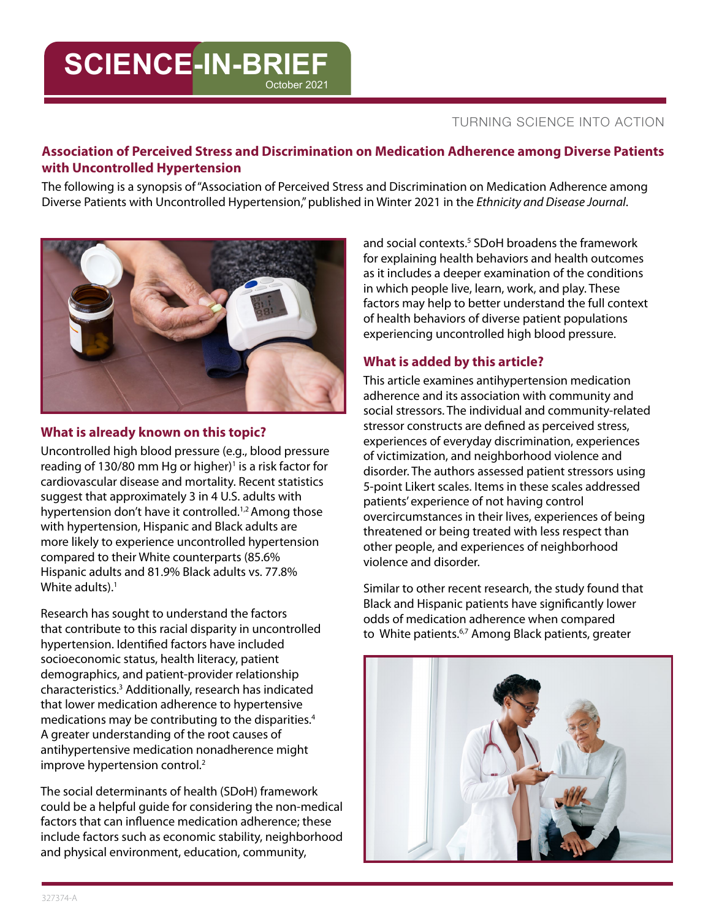# SCIENCE-IN-BRIEF

October 2021

TURNING SCIENCE INTO ACTION

## Association of Perceived Stress and Discrimination on Medication Adherence among Diverse Patients with Uncontrolled Hypertension

The following is a synopsis of "Association of Perceived Stress and Discrimination on Medication Adherence among Diverse Patients with Uncontrolled Hypertension," published in Winter 2021 in the *Ethnicity and Disease Journal*.

### What is already known on this topic?

Uncontrolled high blood pressure (e.g., blood pressure reading of 130/80 mm Hg or higher)[1] is a risk factor for cardiovascular disease and mortality. Recent statistics suggest that approximately 3 in 4 U.S. adults with hypertension don't have it controlled.[1,2] Among those with hypertension, Hispanic and Black adults are more likely to experience uncontrolled hypertension compared to their White counterparts (85.6% Hispanic adults and 81.9% Black adults vs. 77.8% White adults).[1]

Research has sought to understand the factors that contribute to this racial disparity in uncontrolled hypertension. Identified factors have included socioeconomic status, health literacy, patient demographics, and patient-provider relationship characteristics.[3] Additionally, research has indicated that lower medication adherence to hypertensive medications may be contributing to the disparities.[4] A greater understanding of the root causes of antihypertensive medication nonadherence might improve hypertension control.[2]

The social determinants of health (SDoH) framework could be a helpful guide for considering the non-medical factors that can influence medication adherence; these include factors such as economic stability, neighborhood and physical environment, education, community, and social contexts.[5] SDoH broadens the framework for explaining health behaviors and health outcomes as it includes a deeper examination of the conditions in which people live, learn, work, and play. These factors may help to better understand the full context of health behaviors of diverse patient populations experiencing uncontrolled high blood pressure.

### What is added by this article?

This article examines antihypertension medication adherence and its association with community and social stressors. The individual and community-related stressor constructs are defined as perceived stress, experiences of everyday discrimination, experiences of victimization, and neighborhood violence and disorder. The authors assessed patient stressors using 5-point Likert scales. Items in these scales addressed patients' experience of not having control overcircumstances in their lives, experiences of being threatened or being treated with less respect than other people, and experiences of neighborhood violence and disorder.

Similar to other recent research, the study found that Black and Hispanic patients have significantly lower odds of medication adherence when compared to White patients.[6,7] Among Black patients, greater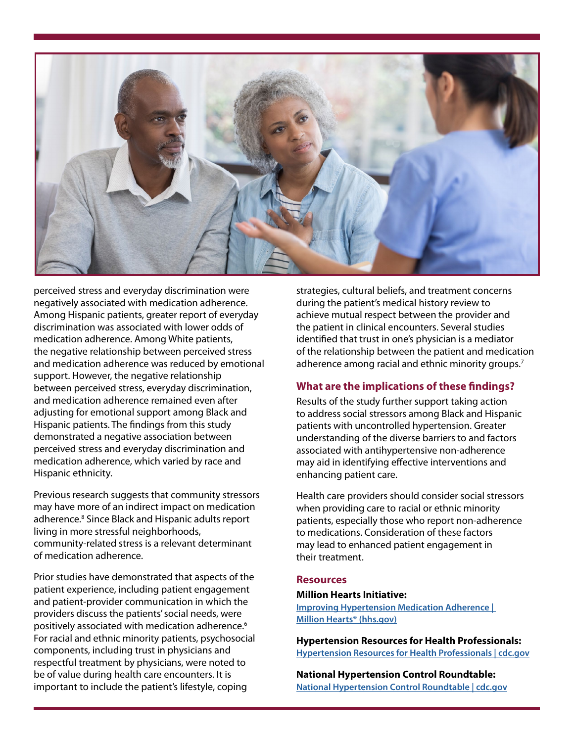perceived stress and everyday discrimination were negatively associated with medication adherence. Among Hispanic patients, greater report of everyday discrimination was associated with lower odds of medication adherence. Among White patients, the negative relationship between perceived stress and medication adherence was reduced by emotional support. However, the negative relationship between perceived stress, everyday discrimination, and medication adherence remained even after adjusting for emotional support among Black and Hispanic patients. The findings from this study demonstrated a negative association between perceived stress and everyday discrimination and medication adherence, which varied by race and Hispanic ethnicity.

Previous research suggests that community stressors may have more of an indirect impact on medication adherence.[8] Since Black and Hispanic adults report living in more stressful neighborhoods, community-related stress is a relevant determinant of medication adherence.

Prior studies have demonstrated that aspects of the patient experience, including patient engagement and patient-provider communication in which the providers discuss the patients' social needs, were positively associated with medication adherence.[6] For racial and ethnic minority patients, psychosocial components, including trust in physicians and respectful treatment by physicians, were noted to be of value during health care encounters. It is important to include the patient's lifestyle, coping strategies, cultural beliefs, and treatment concerns during the patient's medical history review to achieve mutual respect between the provider and the patient in clinical encounters. Several studies identified that trust in one's physician is a mediator of the relationship between the patient and medication adherence among racial and ethnic minority groups.[7]

## What are the implications of these findings?

Results of the study further support taking action to address social stressors among Black and Hispanic patients with uncontrolled hypertension. Greater understanding of the diverse barriers to and factors associated with antihypertensive non-adherence may aid in identifying effective interventions and enhancing patient care.

Health care providers should consider social stressors when providing care to racial or ethnic minority patients, especially those who report non-adherence to medications. Consideration of these factors may lead to enhanced patient engagement in their treatment.

## Resources

**Million Hearts Initiative:**
[Improving Hypertension Medication Adherence | Million Hearts® (hhs.gov)]

**Hypertension Resources for Health Professionals:**
[Hypertension Resources for Health Professionals | cdc.gov]

**National Hypertension Control Roundtable:**
[National Hypertension Control Roundtable | cdc.gov]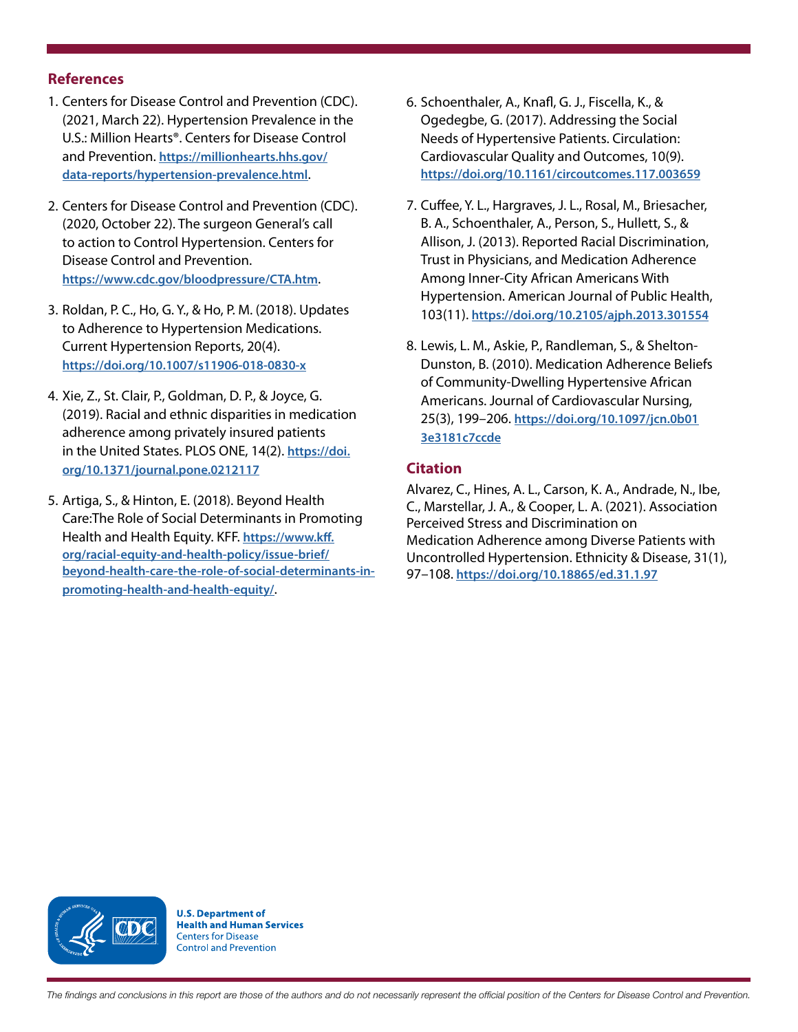## References

1. Centers for Disease Control and Prevention (CDC). (2021, March 22). Hypertension Prevalence in the U.S.: Million Hearts®. Centers for Disease Control and Prevention. https://millionhearts.hhs.gov/data-reports/hypertension-prevalence.html.

2. Centers for Disease Control and Prevention (CDC). (2020, October 22). The surgeon General's call to action to Control Hypertension. Centers for Disease Control and Prevention. https://www.cdc.gov/bloodpressure/CTA.htm.

3. Roldan, P. C., Ho, G. Y., & Ho, P. M. (2018). Updates to Adherence to Hypertension Medications. Current Hypertension Reports, 20(4). https://doi.org/10.1007/s11906-018-0830-x

4. Xie, Z., St. Clair, P., Goldman, D. P., & Joyce, G. (2019). Racial and ethnic disparities in medication adherence among privately insured patients in the United States. PLOS ONE, 14(2). https://doi.org/10.1371/journal.pone.0212117

5. Artiga, S., & Hinton, E. (2018). Beyond Health Care:The Role of Social Determinants in Promoting Health and Health Equity. KFF. https://www.kff.org/racial-equity-and-health-policy/issue-brief/beyond-health-care-the-role-of-social-determinants-in-promoting-health-and-health-equity/.

6. Schoenthaler, A., Knafl, G. J., Fiscella, K., & Ogedegbe, G. (2017). Addressing the Social Needs of Hypertensive Patients. Circulation: Cardiovascular Quality and Outcomes, 10(9). https://doi.org/10.1161/circoutcomes.117.003659

7. Cuffee, Y. L., Hargraves, J. L., Rosal, M., Briesacher, B. A., Schoenthaler, A., Person, S., Hullett, S., & Allison, J. (2013). Reported Racial Discrimination, Trust in Physicians, and Medication Adherence Among Inner-City African Americans With Hypertension. American Journal of Public Health, 103(11). https://doi.org/10.2105/ajph.2013.301554

8. Lewis, L. M., Askie, P., Randleman, S., & Shelton-Dunston, B. (2010). Medication Adherence Beliefs of Community-Dwelling Hypertensive African Americans. Journal of Cardiovascular Nursing, 25(3), 199–206. https://doi.org/10.1097/jcn.0b013e3181c7ccde

## Citation

Alvarez, C., Hines, A. L., Carson, K. A., Andrade, N., Ibe, C., Marstellar, J. A., & Cooper, L. A. (2021). Association Perceived Stress and Discrimination on Medication Adherence among Diverse Patients with Uncontrolled Hypertension. Ethnicity & Disease, 31(1), 97–108. https://doi.org/10.18865/ed.31.1.97

U.S. Department of Health and Human Services
Centers for Disease Control and Prevention

*The findings and conclusions in this report are those of the authors and do not necessarily represent the official position of the Centers for Disease Control and Prevention.*